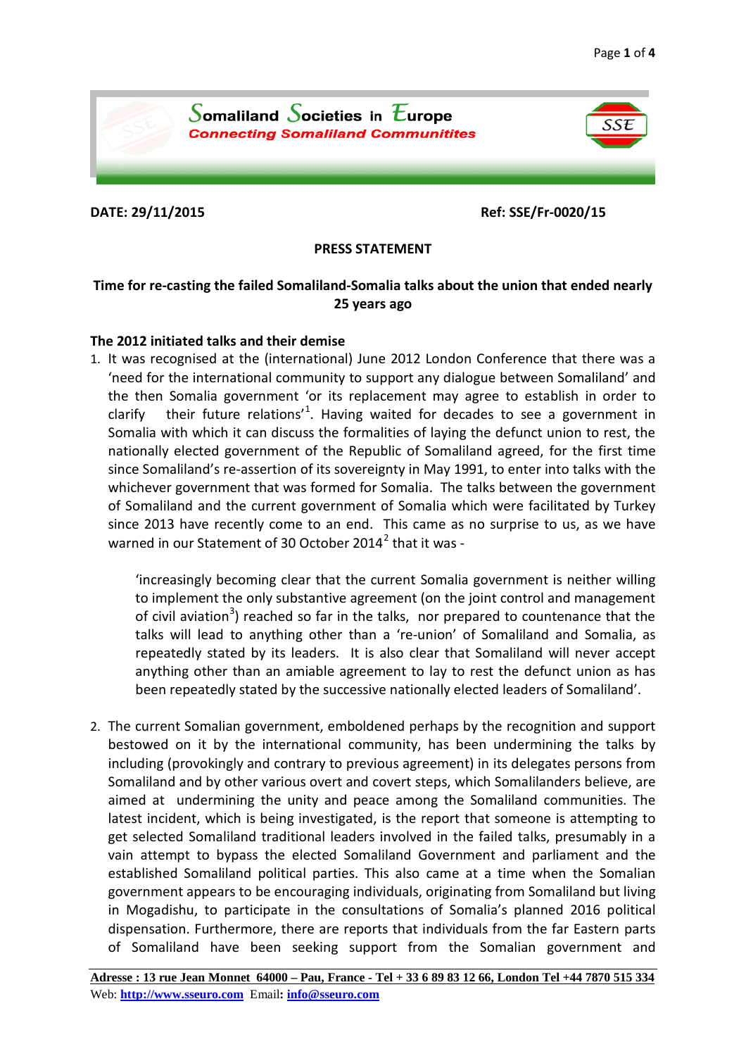**Somaliland Societies in Europe**
*Connecting Somaliland Communitites*

**DATE: 29/11/2015** **Ref: SSE/Fr-0020/15**

**PRESS STATEMENT**

**Time for re-casting the failed Somaliland-Somalia talks about the union that ended nearly 25 years ago**

**The 2012 initiated talks and their demise**

1. It was recognised at the (international) June 2012 London Conference that there was a 'need for the international community to support any dialogue between Somaliland' and the then Somalia government 'or its replacement may agree to establish in order to clarify their future relations'[1]. Having waited for decades to see a government in Somalia with which it can discuss the formalities of laying the defunct union to rest, the nationally elected government of the Republic of Somaliland agreed, for the first time since Somaliland's re-assertion of its sovereignty in May 1991, to enter into talks with the whichever government that was formed for Somalia. The talks between the government of Somaliland and the current government of Somalia which were facilitated by Turkey since 2013 have recently come to an end. This came as no surprise to us, as we have warned in our Statement of 30 October 2014[2] that it was -

   'increasingly becoming clear that the current Somalia government is neither willing to implement the only substantive agreement (on the joint control and management of civil aviation[3]) reached so far in the talks, nor prepared to countenance that the talks will lead to anything other than a 're-union' of Somaliland and Somalia, as repeatedly stated by its leaders. It is also clear that Somaliland will never accept anything other than an amiable agreement to lay to rest the defunct union as has been repeatedly stated by the successive nationally elected leaders of Somaliland'.

2. The current Somalian government, emboldened perhaps by the recognition and support bestowed on it by the international community, has been undermining the talks by including (provokingly and contrary to previous agreement) in its delegates persons from Somaliland and by other various overt and covert steps, which Somalilanders believe, are aimed at undermining the unity and peace among the Somaliland communities. The latest incident, which is being investigated, is the report that someone is attempting to get selected Somaliland traditional leaders involved in the failed talks, presumably in a vain attempt to bypass the elected Somaliland Government and parliament and the established Somaliland political parties. This also came at a time when the Somalian government appears to be encouraging individuals, originating from Somaliland but living in Mogadishu, to participate in the consultations of Somalia's planned 2016 political dispensation. Furthermore, there are reports that individuals from the far Eastern parts of Somaliland have been seeking support from the Somalian government and

Adresse : 13 rue Jean Monnet 64000 – Pau, France - Tel + 33 6 89 83 12 66, London Tel +44 7870 515 334
Web: [http://www.sseuro.com](http://www.sseuro.com) Email: [info@sseuro.com](mailto:info@sseuro.com)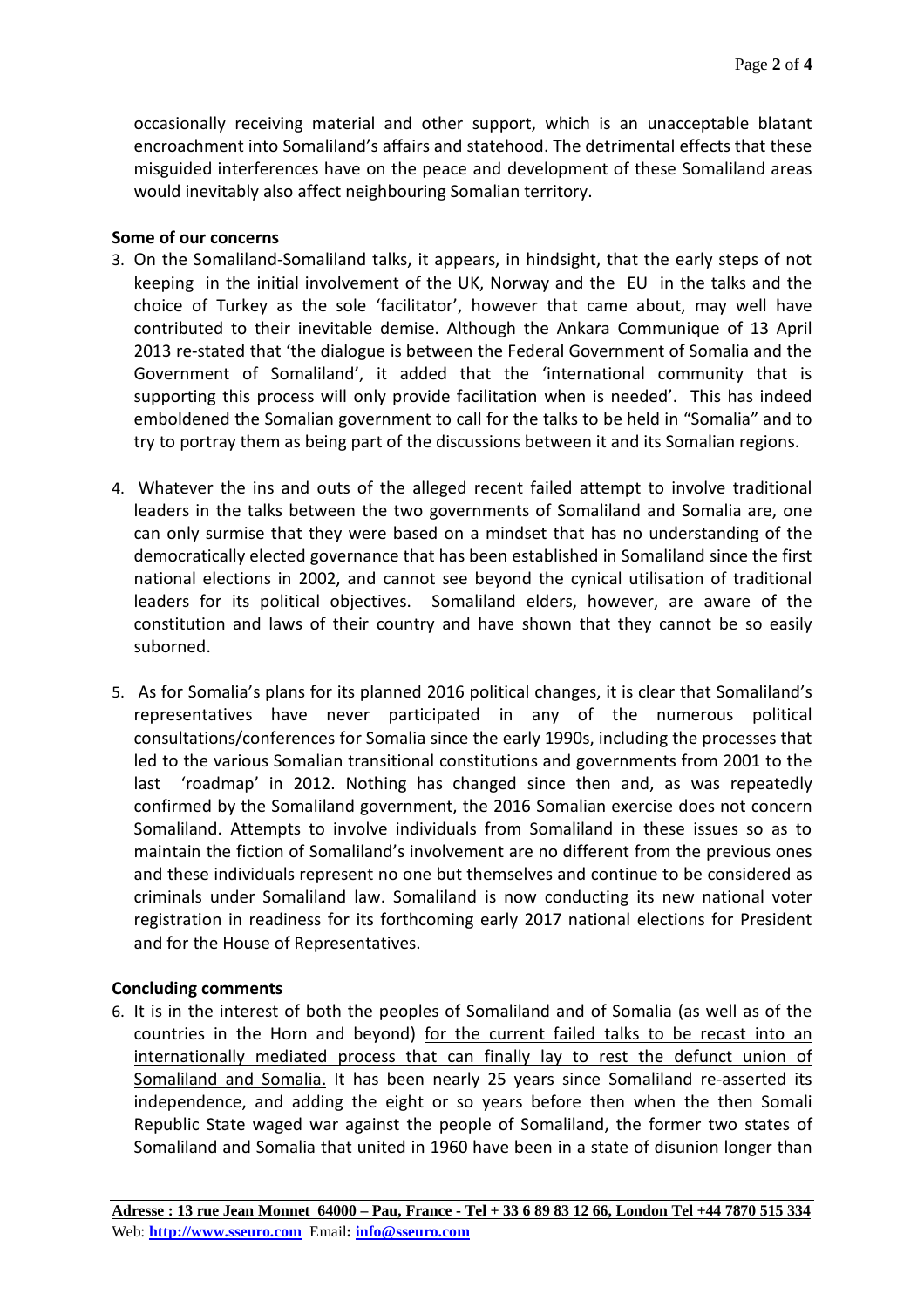occasionally receiving material and other support, which is an unacceptable blatant encroachment into Somaliland's affairs and statehood. The detrimental effects that these misguided interferences have on the peace and development of these Somaliland areas would inevitably also affect neighbouring Somalian territory.

**Some of our concerns**

3. On the Somaliland-Somaliland talks, it appears, in hindsight, that the early steps of not keeping in the initial involvement of the UK, Norway and the EU in the talks and the choice of Turkey as the sole 'facilitator', however that came about, may well have contributed to their inevitable demise. Although the Ankara Communique of 13 April 2013 re-stated that 'the dialogue is between the Federal Government of Somalia and the Government of Somaliland', it added that the 'international community that is supporting this process will only provide facilitation when is needed'. This has indeed emboldened the Somalian government to call for the talks to be held in "Somalia" and to try to portray them as being part of the discussions between it and its Somalian regions.

4. Whatever the ins and outs of the alleged recent failed attempt to involve traditional leaders in the talks between the two governments of Somaliland and Somalia are, one can only surmise that they were based on a mindset that has no understanding of the democratically elected governance that has been established in Somaliland since the first national elections in 2002, and cannot see beyond the cynical utilisation of traditional leaders for its political objectives. Somaliland elders, however, are aware of the constitution and laws of their country and have shown that they cannot be so easily suborned.

5. As for Somalia's plans for its planned 2016 political changes, it is clear that Somaliland's representatives have never participated in any of the numerous political consultations/conferences for Somalia since the early 1990s, including the processes that led to the various Somalian transitional constitutions and governments from 2001 to the last 'roadmap' in 2012. Nothing has changed since then and, as was repeatedly confirmed by the Somaliland government, the 2016 Somalian exercise does not concern Somaliland. Attempts to involve individuals from Somaliland in these issues so as to maintain the fiction of Somaliland's involvement are no different from the previous ones and these individuals represent no one but themselves and continue to be considered as criminals under Somaliland law. Somaliland is now conducting its new national voter registration in readiness for its forthcoming early 2017 national elections for President and for the House of Representatives.

**Concluding comments**

6. It is in the interest of both the peoples of Somaliland and of Somalia (as well as of the countries in the Horn and beyond) <u>for the current failed talks to be recast into an internationally mediated process that can finally lay to rest the defunct union of Somaliland and Somalia.</u> It has been nearly 25 years since Somaliland re-asserted its independence, and adding the eight or so years before then when the then Somali Republic State waged war against the people of Somaliland, the former two states of Somaliland and Somalia that united in 1960 have been in a state of disunion longer than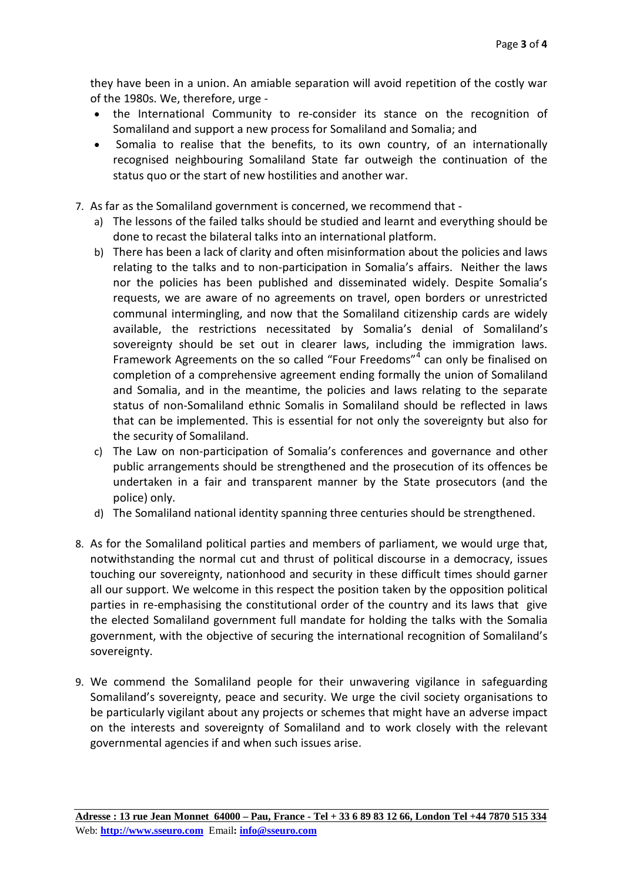they have been in a union. An amiable separation will avoid repetition of the costly war of the 1980s. We, therefore, urge -

- the International Community to re-consider its stance on the recognition of Somaliland and support a new process for Somaliland and Somalia; and
- Somalia to realise that the benefits, to its own country, of an internationally recognised neighbouring Somaliland State far outweigh the continuation of the status quo or the start of new hostilities and another war.

7. As far as the Somaliland government is concerned, we recommend that -
   a) The lessons of the failed talks should be studied and learnt and everything should be done to recast the bilateral talks into an international platform.
   b) There has been a lack of clarity and often misinformation about the policies and laws relating to the talks and to non-participation in Somalia's affairs. Neither the laws nor the policies has been published and disseminated widely. Despite Somalia's requests, we are aware of no agreements on travel, open borders or unrestricted communal intermingling, and now that the Somaliland citizenship cards are widely available, the restrictions necessitated by Somalia's denial of Somaliland's sovereignty should be set out in clearer laws, including the immigration laws. Framework Agreements on the so called "Four Freedoms"[4] can only be finalised on completion of a comprehensive agreement ending formally the union of Somaliland and Somalia, and in the meantime, the policies and laws relating to the separate status of non-Somaliland ethnic Somalis in Somaliland should be reflected in laws that can be implemented. This is essential for not only the sovereignty but also for the security of Somaliland.
   c) The Law on non-participation of Somalia's conferences and governance and other public arrangements should be strengthened and the prosecution of its offences be undertaken in a fair and transparent manner by the State prosecutors (and the police) only.
   d) The Somaliland national identity spanning three centuries should be strengthened.

8. As for the Somaliland political parties and members of parliament, we would urge that, notwithstanding the normal cut and thrust of political discourse in a democracy, issues touching our sovereignty, nationhood and security in these difficult times should garner all our support. We welcome in this respect the position taken by the opposition political parties in re-emphasising the constitutional order of the country and its laws that give the elected Somaliland government full mandate for holding the talks with the Somalia government, with the objective of securing the international recognition of Somaliland's sovereignty.

9. We commend the Somaliland people for their unwavering vigilance in safeguarding Somaliland's sovereignty, peace and security. We urge the civil society organisations to be particularly vigilant about any projects or schemes that might have an adverse impact on the interests and sovereignty of Somaliland and to work closely with the relevant governmental agencies if and when such issues arise.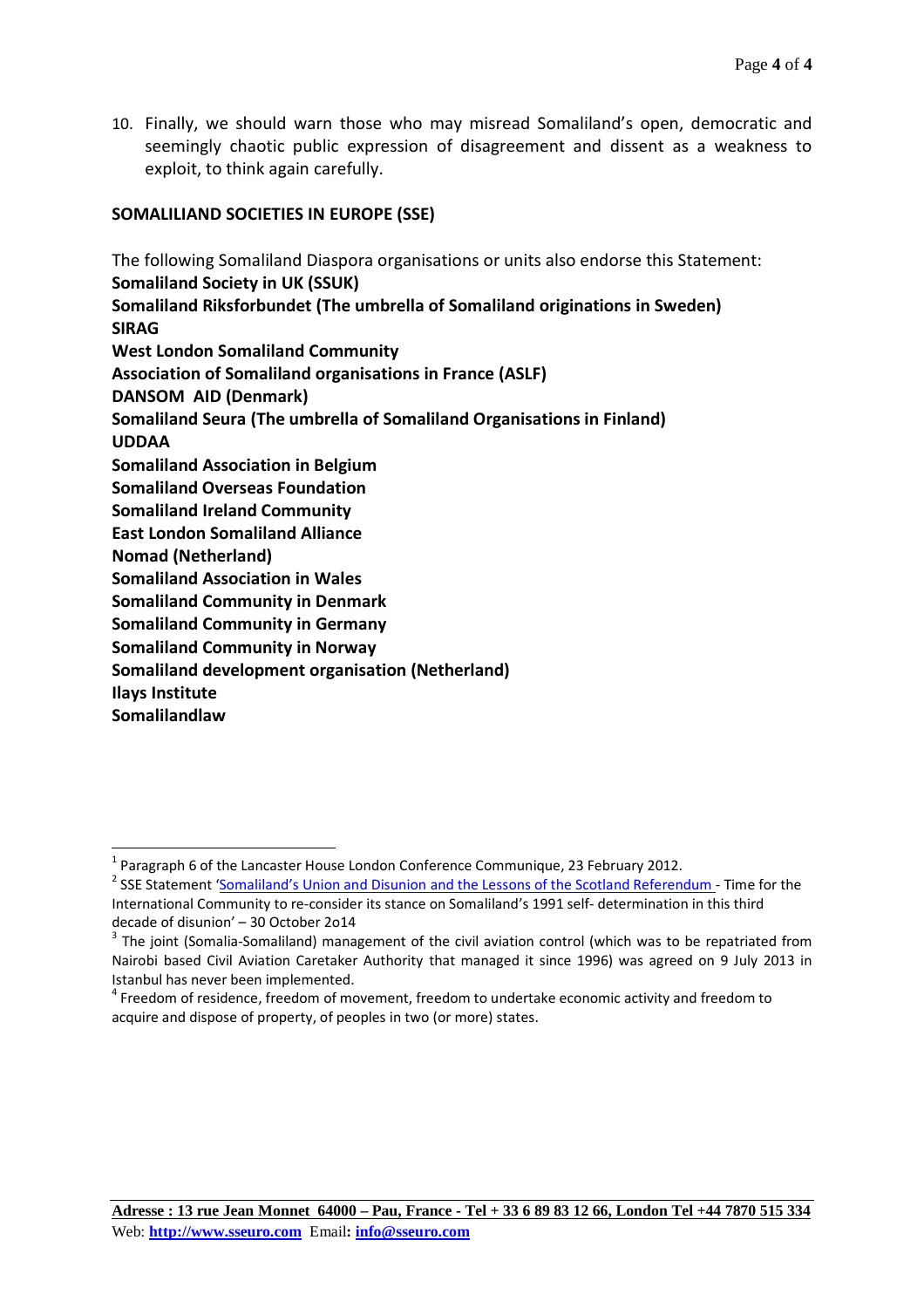10. Finally, we should warn those who may misread Somaliland's open, democratic and seemingly chaotic public expression of disagreement and dissent as a weakness to exploit, to think again carefully.

**SOMALILIAND SOCIETIES IN EUROPE (SSE)**

The following Somaliland Diaspora organisations or units also endorse this Statement:
**Somaliland Society in UK (SSUK)**
**Somaliland Riksforbundet (The umbrella of Somaliland originations in Sweden)**
**SIRAG**
**West London Somaliland Community**
**Association of Somaliland organisations in France (ASLF)**
**DANSOM AID (Denmark)**
**Somaliland Seura (The umbrella of Somaliland Organisations in Finland)**
**UDDAA**
**Somaliland Association in Belgium**
**Somaliland Overseas Foundation**
**Somaliland Ireland Community**
**East London Somaliland Alliance**
**Nomad (Netherland)**
**Somaliland Association in Wales**
**Somaliland Community in Denmark**
**Somaliland Community in Germany**
**Somaliland Community in Norway**
**Somaliland development organisation (Netherland)**
**Ilays Institute**
**Somalilandlaw**

---

[1] Paragraph 6 of the Lancaster House London Conference Communique, 23 February 2012.

[2] SSE Statement 'Somaliland's Union and Disunion and the Lessons of the Scotland Referendum - Time for the International Community to re-consider its stance on Somaliland's 1991 self- determination in this third decade of disunion' – 30 October 2o14

[3] The joint (Somalia-Somaliland) management of the civil aviation control (which was to be repatriated from Nairobi based Civil Aviation Caretaker Authority that managed it since 1996) was agreed on 9 July 2013 in Istanbul has never been implemented.

[4] Freedom of residence, freedom of movement, freedom to undertake economic activity and freedom to acquire and dispose of property, of peoples in two (or more) states.

**Adresse : 13 rue Jean Monnet 64000 – Pau, France - Tel + 33 6 89 83 12 66, London Tel +44 7870 515 334**
Web: **http://www.sseuro.com** Email**: info@sseuro.com**